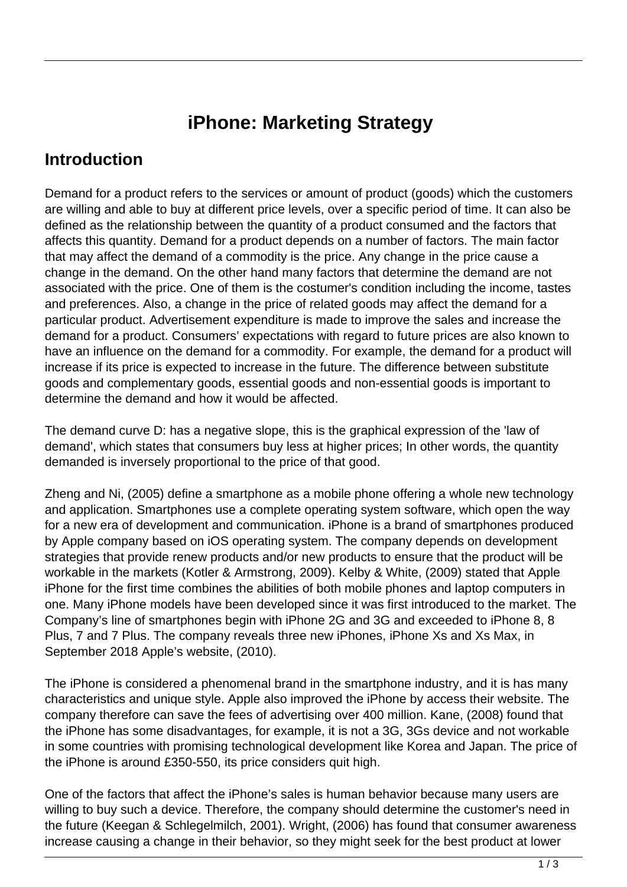# iPhone: Marketing Strategy

## Introduction

Demand for a product refers to the services or amount of product (goods) which the customers are willing and able to buy at different price levels, over a specific period of time. It can also be defined as the relationship between the quantity of a product consumed and the factors that affects this quantity. Demand for a product depends on a number of factors. The main factor that may affect the demand of a commodity is the price. Any change in the price cause a change in the demand. On the other hand many factors that determine the demand are not associated with the price. One of them is the costumer's condition including the income, tastes and preferences. Also, a change in the price of related goods may affect the demand for a particular product. Advertisement expenditure is made to improve the sales and increase the demand for a product. Consumers' expectations with regard to future prices are also known to have an influence on the demand for a commodity. For example, the demand for a product will increase if its price is expected to increase in the future. The difference between substitute goods and complementary goods, essential goods and non-essential goods is important to determine the demand and how it would be affected.

The demand curve D: has a negative slope, this is the graphical expression of the 'law of demand', which states that consumers buy less at higher prices; In other words, the quantity demanded is inversely proportional to the price of that good.

Zheng and Ni, (2005) define a smartphone as a mobile phone offering a whole new technology and application. Smartphones use a complete operating system software, which open the way for a new era of development and communication. iPhone is a brand of smartphones produced by Apple company based on iOS operating system. The company depends on development strategies that provide renew products and/or new products to ensure that the product will be workable in the markets (Kotler & Armstrong, 2009). Kelby & White, (2009) stated that Apple iPhone for the first time combines the abilities of both mobile phones and laptop computers in one. Many iPhone models have been developed since it was first introduced to the market. The Company's line of smartphones begin with iPhone 2G and 3G and exceeded to iPhone 8, 8 Plus, 7 and 7 Plus. The company reveals three new iPhones, iPhone Xs and Xs Max, in September 2018 Apple's website, (2010).

The iPhone is considered a phenomenal brand in the smartphone industry, and it is has many characteristics and unique style. Apple also improved the iPhone by access their website. The company therefore can save the fees of advertising over 400 million. Kane, (2008) found that the iPhone has some disadvantages, for example, it is not a 3G, 3Gs device and not workable in some countries with promising technological development like Korea and Japan. The price of the iPhone is around £350-550, its price considers quit high.

One of the factors that affect the iPhone's sales is human behavior because many users are willing to buy such a device. Therefore, the company should determine the customer's need in the future (Keegan & Schlegelmilch, 2001). Wright, (2006) has found that consumer awareness increase causing a change in their behavior, so they might seek for the best product at lower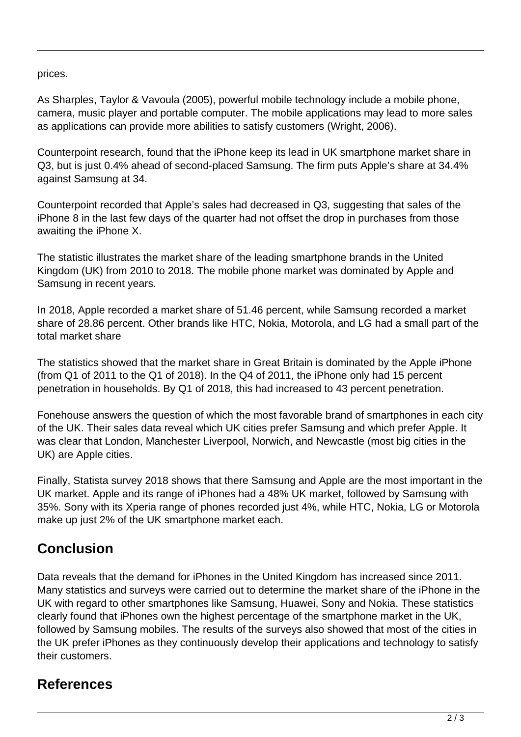prices.

As Sharples, Taylor & Vavoula (2005), powerful mobile technology include a mobile phone, camera, music player and portable computer. The mobile applications may lead to more sales as applications can provide more abilities to satisfy customers (Wright, 2006).

Counterpoint research, found that the iPhone keep its lead in UK smartphone market share in Q3, but is just 0.4% ahead of second-placed Samsung. The firm puts Apple's share at 34.4% against Samsung at 34.

Counterpoint recorded that Apple's sales had decreased in Q3, suggesting that sales of the iPhone 8 in the last few days of the quarter had not offset the drop in purchases from those awaiting the iPhone X.

The statistic illustrates the market share of the leading smartphone brands in the United Kingdom (UK) from 2010 to 2018. The mobile phone market was dominated by Apple and Samsung in recent years.

In 2018, Apple recorded a market share of 51.46 percent, while Samsung recorded a market share of 28.86 percent. Other brands like HTC, Nokia, Motorola, and LG had a small part of the total market share

The statistics showed that the market share in Great Britain is dominated by the Apple iPhone (from Q1 of 2011 to the Q1 of 2018). In the Q4 of 2011, the iPhone only had 15 percent penetration in households. By Q1 of 2018, this had increased to 43 percent penetration.

Fonehouse answers the question of which the most favorable brand of smartphones in each city of the UK. Their sales data reveal which UK cities prefer Samsung and which prefer Apple. It was clear that London, Manchester Liverpool, Norwich, and Newcastle (most big cities in the UK) are Apple cities.

Finally, Statista survey 2018 shows that there Samsung and Apple are the most important in the UK market. Apple and its range of iPhones had a 48% UK market, followed by Samsung with 35%. Sony with its Xperia range of phones recorded just 4%, while HTC, Nokia, LG or Motorola make up just 2% of the UK smartphone market each.

## Conclusion

Data reveals that the demand for iPhones in the United Kingdom has increased since 2011. Many statistics and surveys were carried out to determine the market share of the iPhone in the UK with regard to other smartphones like Samsung, Huawei, Sony and Nokia. These statistics clearly found that iPhones own the highest percentage of the smartphone market in the UK, followed by Samsung mobiles. The results of the surveys also showed that most of the cities in the UK prefer iPhones as they continuously develop their applications and technology to satisfy their customers.

## References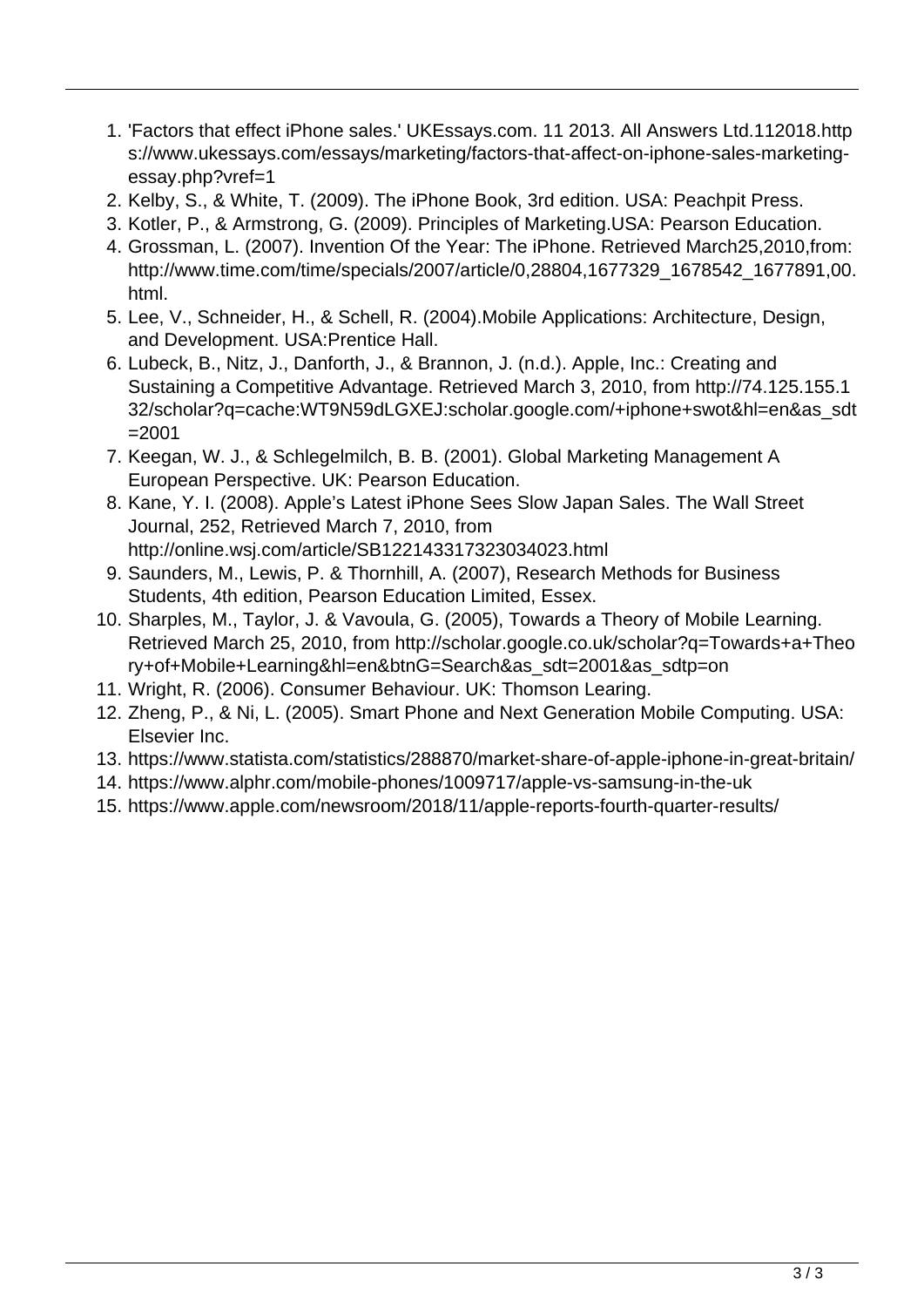1. 'Factors that effect iPhone sales.' UKEssays.com. 11 2013. All Answers Ltd.112018.https://www.ukessays.com/essays/marketing/factors-that-affect-on-iphone-sales-marketing-essay.php?vref=1
2. Kelby, S., & White, T. (2009). The iPhone Book, 3rd edition. USA: Peachpit Press.
3. Kotler, P., & Armstrong, G. (2009). Principles of Marketing.USA: Pearson Education.
4. Grossman, L. (2007). Invention Of the Year: The iPhone. Retrieved March25,2010,from: http://www.time.com/time/specials/2007/article/0,28804,1677329_1678542_1677891,00.html.
5. Lee, V., Schneider, H., & Schell, R. (2004).Mobile Applications: Architecture, Design, and Development. USA:Prentice Hall.
6. Lubeck, B., Nitz, J., Danforth, J., & Brannon, J. (n.d.). Apple, Inc.: Creating and Sustaining a Competitive Advantage. Retrieved March 3, 2010, from http://74.125.155.132/scholar?q=cache:WT9N59dLGXEJ:scholar.google.com/+iphone+swot&hl=en&as_sdt=2001
7. Keegan, W. J., & Schlegelmilch, B. B. (2001). Global Marketing Management A European Perspective. UK: Pearson Education.
8. Kane, Y. I. (2008). Apple's Latest iPhone Sees Slow Japan Sales. The Wall Street Journal, 252, Retrieved March 7, 2010, from http://online.wsj.com/article/SB122143317323034023.html
9. Saunders, M., Lewis, P. & Thornhill, A. (2007), Research Methods for Business Students, 4th edition, Pearson Education Limited, Essex.
10. Sharples, M., Taylor, J. & Vavoula, G. (2005), Towards a Theory of Mobile Learning. Retrieved March 25, 2010, from http://scholar.google.co.uk/scholar?q=Towards+a+Theory+of+Mobile+Learning&hl=en&btnG=Search&as_sdt=2001&as_sdtp=on
11. Wright, R. (2006). Consumer Behaviour. UK: Thomson Learing.
12. Zheng, P., & Ni, L. (2005). Smart Phone and Next Generation Mobile Computing. USA: Elsevier Inc.
13. https://www.statista.com/statistics/288870/market-share-of-apple-iphone-in-great-britain/
14. https://www.alphr.com/mobile-phones/1009717/apple-vs-samsung-in-the-uk
15. https://www.apple.com/newsroom/2018/11/apple-reports-fourth-quarter-results/